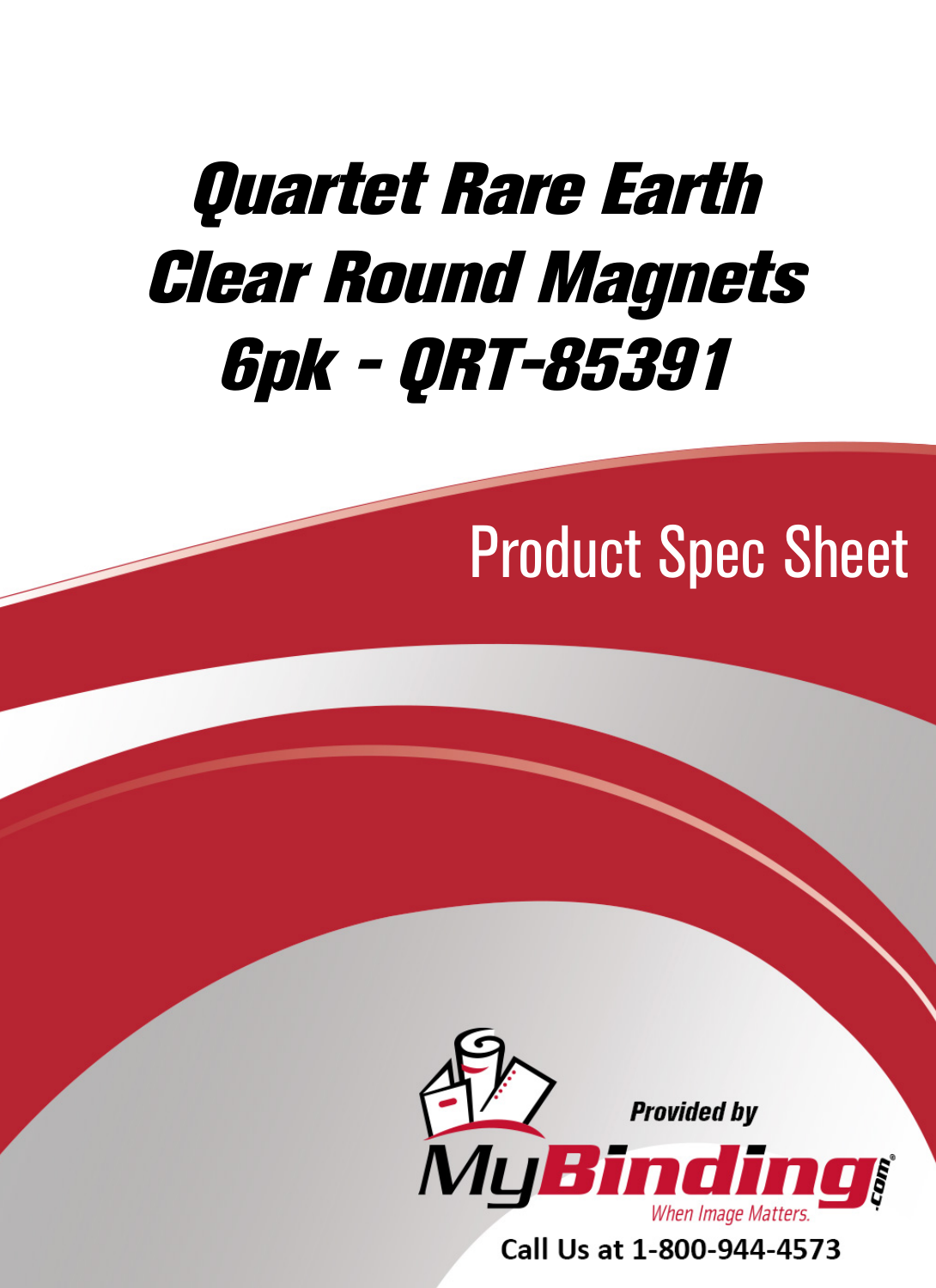# Quartet Rare Earth Clear Round Magnets 6pk - QRT-85391

## Product Spec Sheet

Provided by

MyBinding.com

When Image Matters.

Call Us at 1-800-944-4573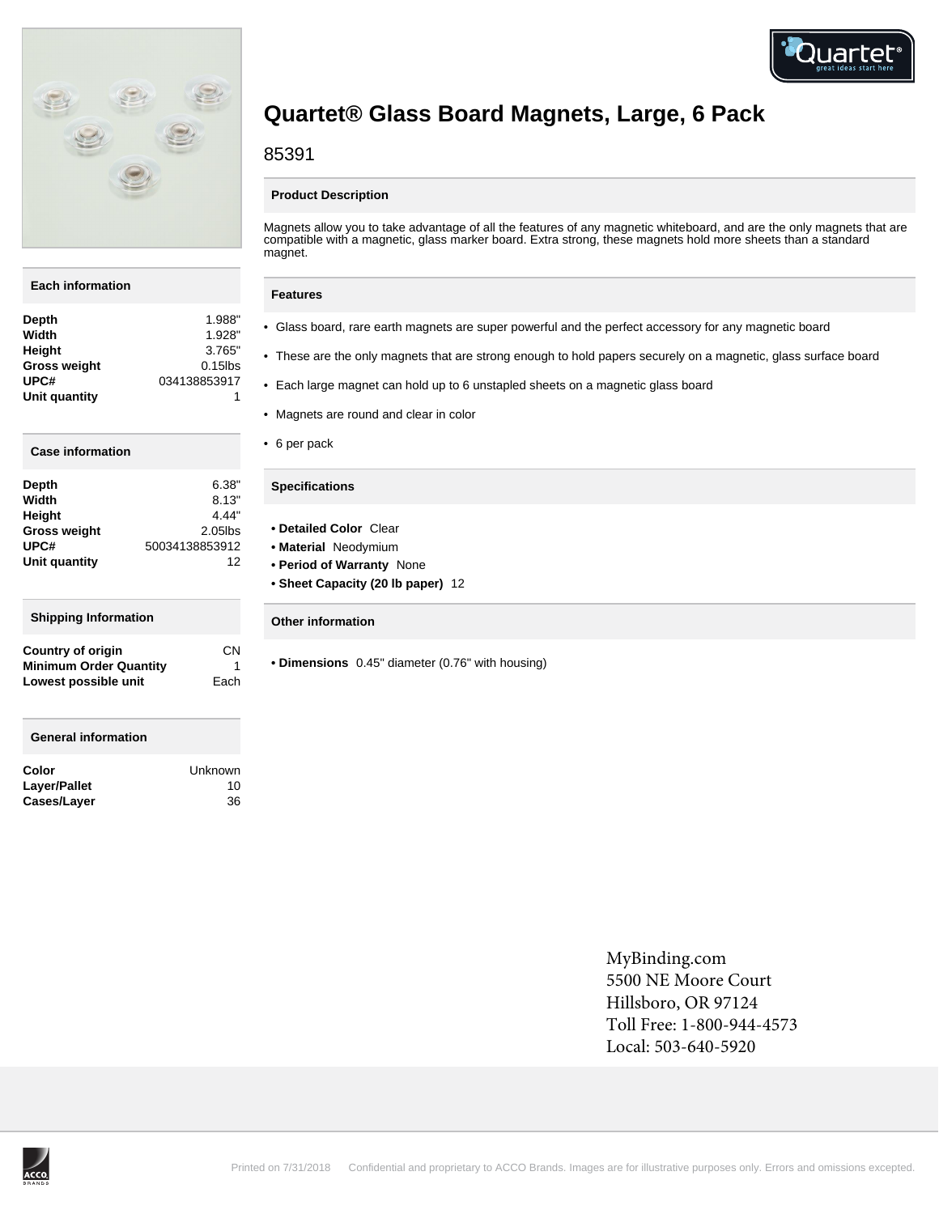# Quartet® Glass Board Magnets, Large, 6 Pack

85391

### Each information

| | |
|---|---|
| **Depth** | 1.988" |
| **Width** | 1.928" |
| **Height** | 3.765" |
| **Gross weight** | 0.15lbs |
| **UPC#** | 034138853917 |
| **Unit quantity** | 1 |

### Case information

| | |
|---|---|
| **Depth** | 6.38" |
| **Width** | 8.13" |
| **Height** | 4.44" |
| **Gross weight** | 2.05lbs |
| **UPC#** | 50034138853912 |
| **Unit quantity** | 12 |

### Shipping Information

| | |
|---|---|
| **Country of origin** | CN |
| **Minimum Order Quantity** | 1 |
| **Lowest possible unit** | Each |

### General information

| | |
|---|---|
| **Color** | Unknown |
| **Layer/Pallet** | 10 |
| **Cases/Layer** | 36 |

### Product Description

Magnets allow you to take advantage of all the features of any magnetic whiteboard, and are the only magnets that are compatible with a magnetic, glass marker board. Extra strong, these magnets hold more sheets than a standard magnet.

### Features

- Glass board, rare earth magnets are super powerful and the perfect accessory for any magnetic board
- These are the only magnets that are strong enough to hold papers securely on a magnetic, glass surface board
- Each large magnet can hold up to 6 unstapled sheets on a magnetic glass board
- Magnets are round and clear in color
- 6 per pack

### Specifications

- **Detailed Color** Clear
- **Material** Neodymium
- **Period of Warranty** None
- **Sheet Capacity (20 lb paper)** 12

### Other information

- **Dimensions** 0.45" diameter (0.76" with housing)

MyBinding.com
5500 NE Moore Court
Hillsboro, OR 97124
Toll Free: 1-800-944-4573
Local: 503-640-5920

Printed on 7/31/2018 Confidential and proprietary to ACCO Brands. Images are for illustrative purposes only. Errors and omissions excepted.